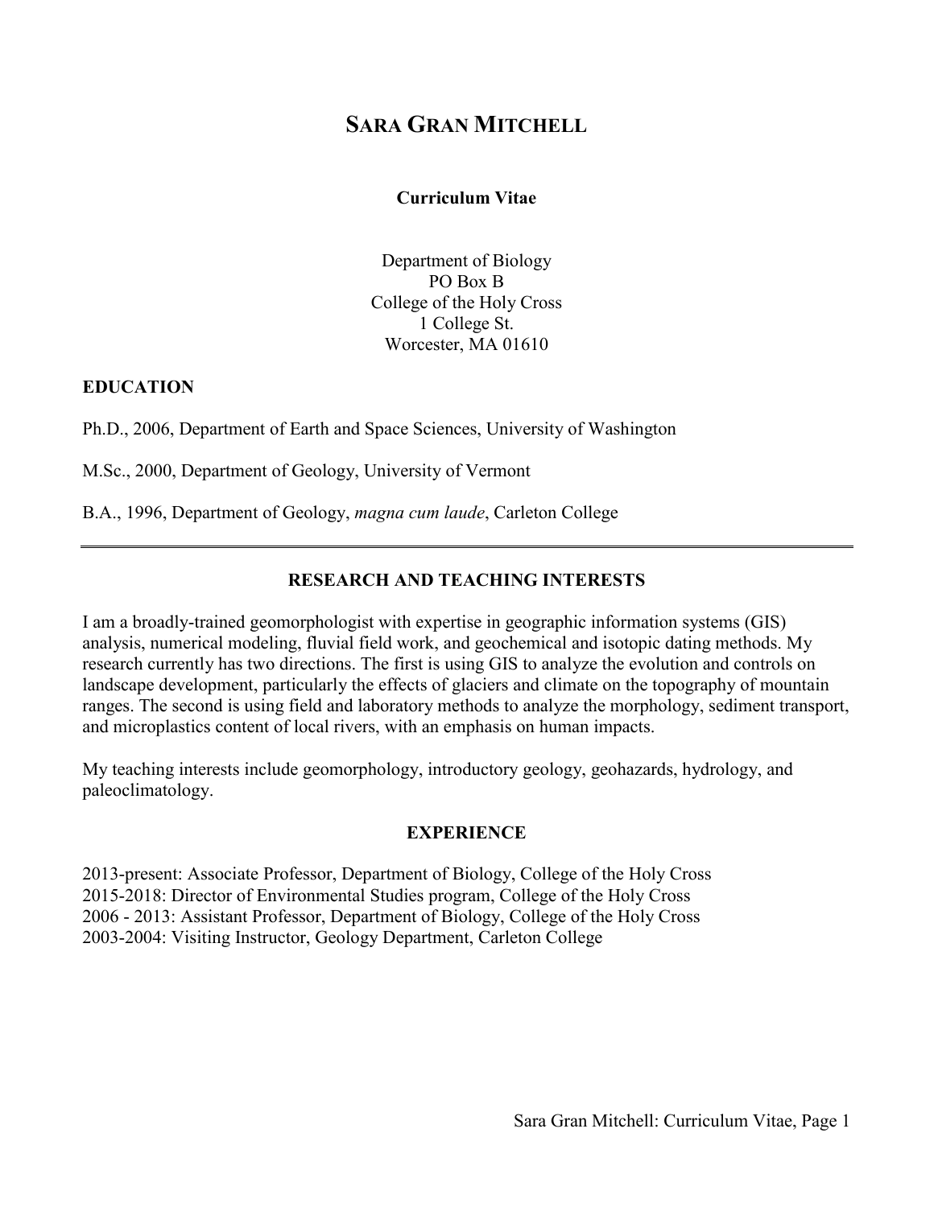# SARA GRAN MITCHELL

**Curriculum Vitae**

Department of Biology
PO Box B
College of the Holy Cross
1 College St.
Worcester, MA 01610

## EDUCATION

Ph.D., 2006, Department of Earth and Space Sciences, University of Washington

M.Sc., 2000, Department of Geology, University of Vermont

B.A., 1996, Department of Geology, *magna cum laude*, Carleton College

---

## RESEARCH AND TEACHING INTERESTS

I am a broadly-trained geomorphologist with expertise in geographic information systems (GIS) analysis, numerical modeling, fluvial field work, and geochemical and isotopic dating methods. My research currently has two directions. The first is using GIS to analyze the evolution and controls on landscape development, particularly the effects of glaciers and climate on the topography of mountain ranges. The second is using field and laboratory methods to analyze the morphology, sediment transport, and microplastics content of local rivers, with an emphasis on human impacts.

My teaching interests include geomorphology, introductory geology, geohazards, hydrology, and paleoclimatology.

## EXPERIENCE

2013-present: Associate Professor, Department of Biology, College of the Holy Cross
2015-2018: Director of Environmental Studies program, College of the Holy Cross
2006 - 2013: Assistant Professor, Department of Biology, College of the Holy Cross
2003-2004: Visiting Instructor, Geology Department, Carleton College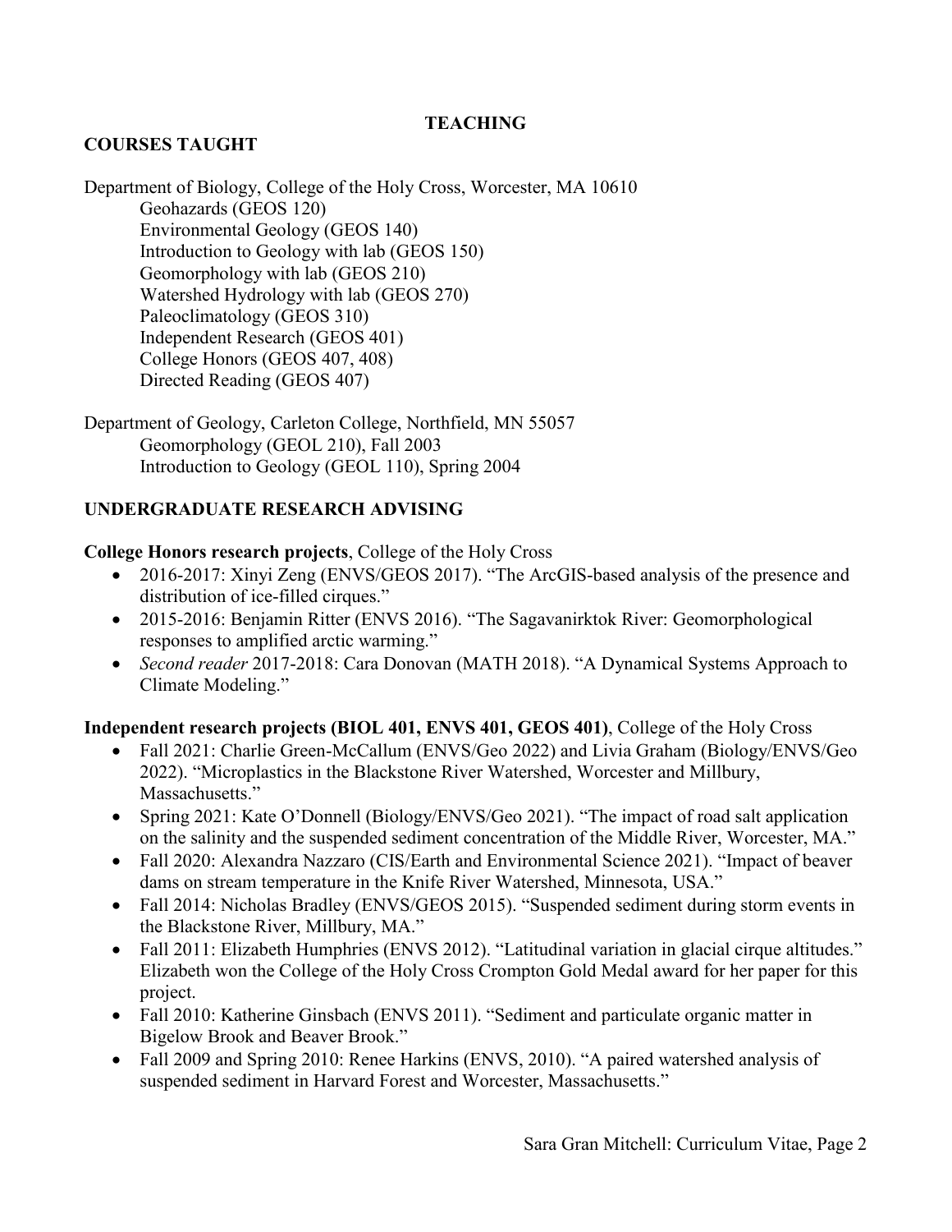# TEACHING

## COURSES TAUGHT

Department of Biology, College of the Holy Cross, Worcester, MA 10610

- Geohazards (GEOS 120)
- Environmental Geology (GEOS 140)
- Introduction to Geology with lab (GEOS 150)
- Geomorphology with lab (GEOS 210)
- Watershed Hydrology with lab (GEOS 270)
- Paleoclimatology (GEOS 310)
- Independent Research (GEOS 401)
- College Honors (GEOS 407, 408)
- Directed Reading (GEOS 407)

Department of Geology, Carleton College, Northfield, MN 55057

- Geomorphology (GEOL 210), Fall 2003
- Introduction to Geology (GEOL 110), Spring 2004

## UNDERGRADUATE RESEARCH ADVISING

**College Honors research projects**, College of the Holy Cross

- 2016-2017: Xinyi Zeng (ENVS/GEOS 2017). "The ArcGIS-based analysis of the presence and distribution of ice-filled cirques."
- 2015-2016: Benjamin Ritter (ENVS 2016). "The Sagavanirktok River: Geomorphological responses to amplified arctic warming."
- *Second reader* 2017-2018: Cara Donovan (MATH 2018). "A Dynamical Systems Approach to Climate Modeling."

**Independent research projects (BIOL 401, ENVS 401, GEOS 401)**, College of the Holy Cross

- Fall 2021: Charlie Green-McCallum (ENVS/Geo 2022) and Livia Graham (Biology/ENVS/Geo 2022). "Microplastics in the Blackstone River Watershed, Worcester and Millbury, Massachusetts."
- Spring 2021: Kate O'Donnell (Biology/ENVS/Geo 2021). "The impact of road salt application on the salinity and the suspended sediment concentration of the Middle River, Worcester, MA."
- Fall 2020: Alexandra Nazzaro (CIS/Earth and Environmental Science 2021). "Impact of beaver dams on stream temperature in the Knife River Watershed, Minnesota, USA."
- Fall 2014: Nicholas Bradley (ENVS/GEOS 2015). "Suspended sediment during storm events in the Blackstone River, Millbury, MA."
- Fall 2011: Elizabeth Humphries (ENVS 2012). "Latitudinal variation in glacial cirque altitudes." Elizabeth won the College of the Holy Cross Crompton Gold Medal award for her paper for this project.
- Fall 2010: Katherine Ginsbach (ENVS 2011). "Sediment and particulate organic matter in Bigelow Brook and Beaver Brook."
- Fall 2009 and Spring 2010: Renee Harkins (ENVS, 2010). "A paired watershed analysis of suspended sediment in Harvard Forest and Worcester, Massachusetts."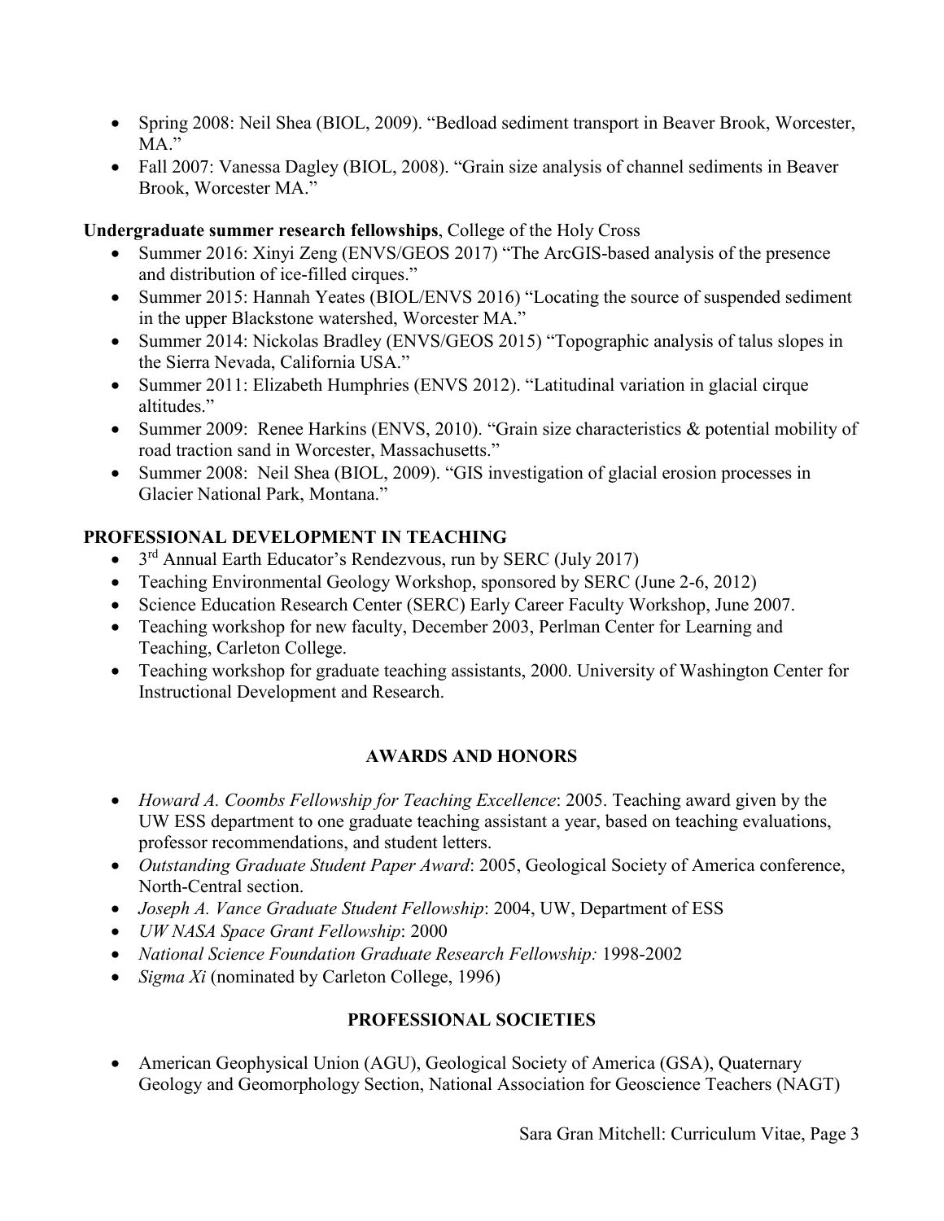- Spring 2008: Neil Shea (BIOL, 2009). "Bedload sediment transport in Beaver Brook, Worcester, MA."
- Fall 2007: Vanessa Dagley (BIOL, 2008). "Grain size analysis of channel sediments in Beaver Brook, Worcester MA."

**Undergraduate summer research fellowships**, College of the Holy Cross

- Summer 2016: Xinyi Zeng (ENVS/GEOS 2017) "The ArcGIS-based analysis of the presence and distribution of ice-filled cirques."
- Summer 2015: Hannah Yeates (BIOL/ENVS 2016) "Locating the source of suspended sediment in the upper Blackstone watershed, Worcester MA."
- Summer 2014: Nickolas Bradley (ENVS/GEOS 2015) "Topographic analysis of talus slopes in the Sierra Nevada, California USA."
- Summer 2011: Elizabeth Humphries (ENVS 2012). "Latitudinal variation in glacial cirque altitudes."
- Summer 2009: Renee Harkins (ENVS, 2010). "Grain size characteristics & potential mobility of road traction sand in Worcester, Massachusetts."
- Summer 2008: Neil Shea (BIOL, 2009). "GIS investigation of glacial erosion processes in Glacier National Park, Montana."

## PROFESSIONAL DEVELOPMENT IN TEACHING

- 3rd Annual Earth Educator's Rendezvous, run by SERC (July 2017)
- Teaching Environmental Geology Workshop, sponsored by SERC (June 2-6, 2012)
- Science Education Research Center (SERC) Early Career Faculty Workshop, June 2007.
- Teaching workshop for new faculty, December 2003, Perlman Center for Learning and Teaching, Carleton College.
- Teaching workshop for graduate teaching assistants, 2000. University of Washington Center for Instructional Development and Research.

## AWARDS AND HONORS

- *Howard A. Coombs Fellowship for Teaching Excellence*: 2005. Teaching award given by the UW ESS department to one graduate teaching assistant a year, based on teaching evaluations, professor recommendations, and student letters.
- *Outstanding Graduate Student Paper Award*: 2005, Geological Society of America conference, North-Central section.
- *Joseph A. Vance Graduate Student Fellowship*: 2004, UW, Department of ESS
- *UW NASA Space Grant Fellowship*: 2000
- *National Science Foundation Graduate Research Fellowship:* 1998-2002
- *Sigma Xi* (nominated by Carleton College, 1996)

## PROFESSIONAL SOCIETIES

- American Geophysical Union (AGU), Geological Society of America (GSA), Quaternary Geology and Geomorphology Section, National Association for Geoscience Teachers (NAGT)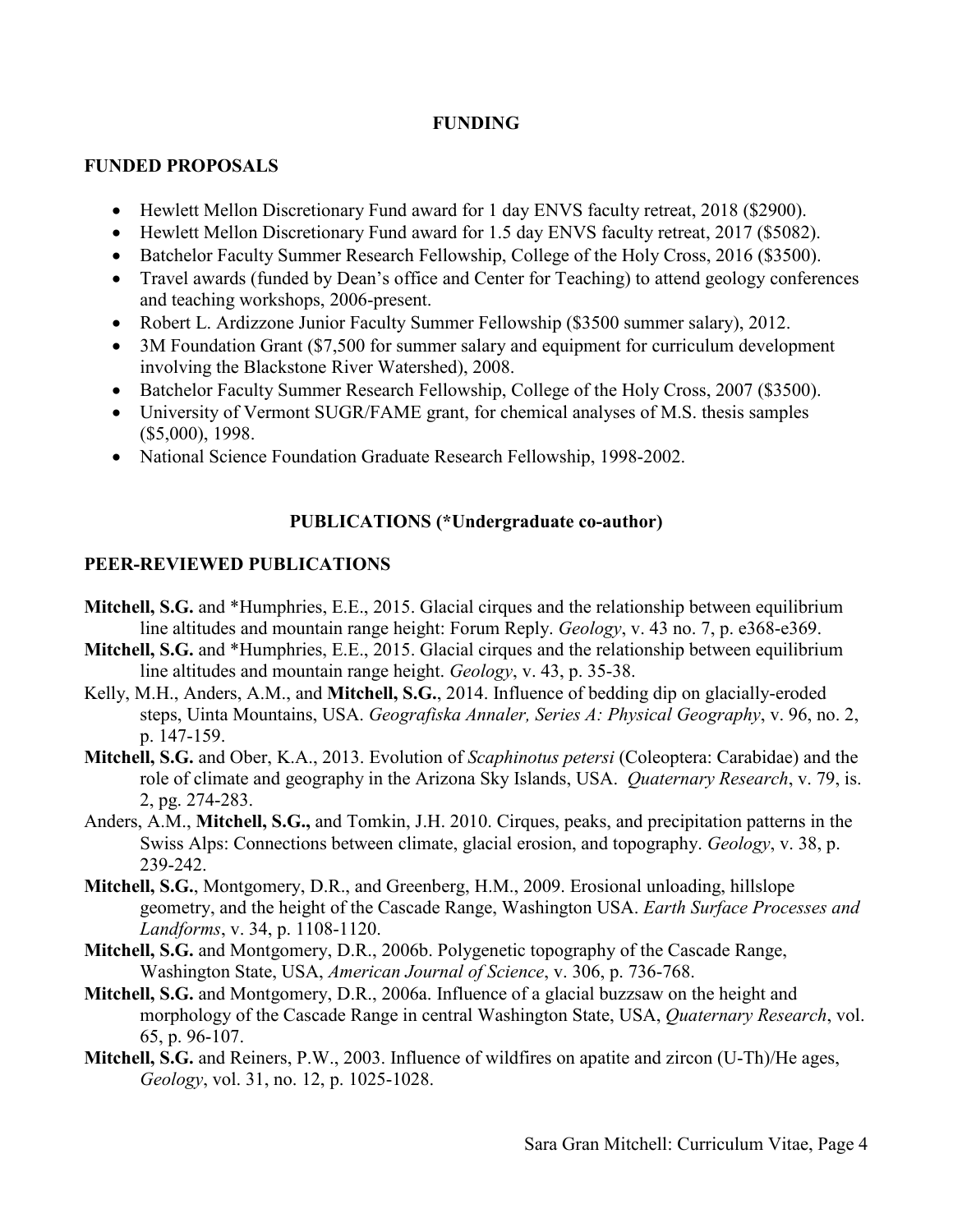# FUNDING

## FUNDED PROPOSALS

- Hewlett Mellon Discretionary Fund award for 1 day ENVS faculty retreat, 2018 ($2900).
- Hewlett Mellon Discretionary Fund award for 1.5 day ENVS faculty retreat, 2017 ($5082).
- Batchelor Faculty Summer Research Fellowship, College of the Holy Cross, 2016 ($3500).
- Travel awards (funded by Dean's office and Center for Teaching) to attend geology conferences and teaching workshops, 2006-present.
- Robert L. Ardizzone Junior Faculty Summer Fellowship ($3500 summer salary), 2012.
- 3M Foundation Grant ($7,500 for summer salary and equipment for curriculum development involving the Blackstone River Watershed), 2008.
- Batchelor Faculty Summer Research Fellowship, College of the Holy Cross, 2007 ($3500).
- University of Vermont SUGR/FAME grant, for chemical analyses of M.S. thesis samples ($5,000), 1998.
- National Science Foundation Graduate Research Fellowship, 1998-2002.

# PUBLICATIONS (*Undergraduate co-author)

## PEER-REVIEWED PUBLICATIONS

**Mitchell, S.G.** and *Humphries, E.E., 2015. Glacial cirques and the relationship between equilibrium line altitudes and mountain range height: Forum Reply. *Geology*, v. 43 no. 7, p. e368-e369.

**Mitchell, S.G.** and *Humphries, E.E., 2015. Glacial cirques and the relationship between equilibrium line altitudes and mountain range height. *Geology*, v. 43, p. 35-38.

Kelly, M.H., Anders, A.M., and **Mitchell, S.G.**, 2014. Influence of bedding dip on glacially-eroded steps, Uinta Mountains, USA. *Geografiska Annaler, Series A: Physical Geography*, v. 96, no. 2, p. 147-159.

**Mitchell, S.G.** and Ober, K.A., 2013. Evolution of *Scaphinotus petersi* (Coleoptera: Carabidae) and the role of climate and geography in the Arizona Sky Islands, USA. *Quaternary Research*, v. 79, is. 2, pg. 274-283.

Anders, A.M., **Mitchell, S.G.,** and Tomkin, J.H. 2010. Cirques, peaks, and precipitation patterns in the Swiss Alps: Connections between climate, glacial erosion, and topography. *Geology*, v. 38, p. 239-242.

**Mitchell, S.G.**, Montgomery, D.R., and Greenberg, H.M., 2009. Erosional unloading, hillslope geometry, and the height of the Cascade Range, Washington USA. *Earth Surface Processes and Landforms*, v. 34, p. 1108-1120.

**Mitchell, S.G.** and Montgomery, D.R., 2006b. Polygenetic topography of the Cascade Range, Washington State, USA, *American Journal of Science*, v. 306, p. 736-768.

**Mitchell, S.G.** and Montgomery, D.R., 2006a. Influence of a glacial buzzsaw on the height and morphology of the Cascade Range in central Washington State, USA, *Quaternary Research*, vol. 65, p. 96-107.

**Mitchell, S.G.** and Reiners, P.W., 2003. Influence of wildfires on apatite and zircon (U-Th)/He ages, *Geology*, vol. 31, no. 12, p. 1025-1028.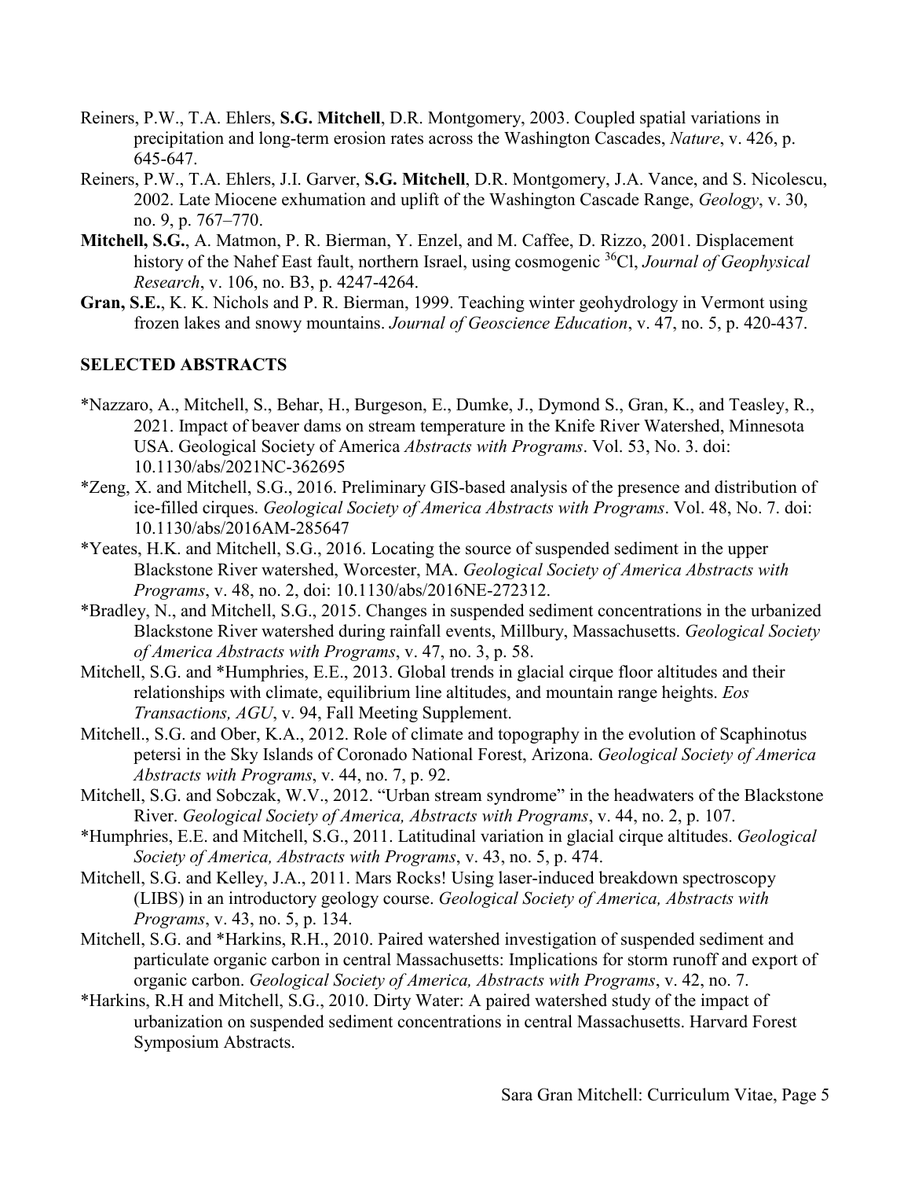Reiners, P.W., T.A. Ehlers, **S.G. Mitchell**, D.R. Montgomery, 2003. Coupled spatial variations in precipitation and long-term erosion rates across the Washington Cascades, *Nature*, v. 426, p. 645-647.

Reiners, P.W., T.A. Ehlers, J.I. Garver, **S.G. Mitchell**, D.R. Montgomery, J.A. Vance, and S. Nicolescu, 2002. Late Miocene exhumation and uplift of the Washington Cascade Range, *Geology*, v. 30, no. 9, p. 767–770.

**Mitchell, S.G.**, A. Matmon, P. R. Bierman, Y. Enzel, and M. Caffee, D. Rizzo, 2001. Displacement history of the Nahef East fault, northern Israel, using cosmogenic $^{36}$Cl, *Journal of Geophysical Research*, v. 106, no. B3, p. 4247-4264.

**Gran, S.E.**, K. K. Nichols and P. R. Bierman, 1999. Teaching winter geohydrology in Vermont using frozen lakes and snowy mountains. *Journal of Geoscience Education*, v. 47, no. 5, p. 420-437.

## SELECTED ABSTRACTS

*Nazzaro, A., Mitchell, S., Behar, H., Burgeson, E., Dumke, J., Dymond S., Gran, K., and Teasley, R., 2021. Impact of beaver dams on stream temperature in the Knife River Watershed, Minnesota USA. Geological Society of America *Abstracts with Programs*. Vol. 53, No. 3. doi: 10.1130/abs/2021NC-362695

*Zeng, X. and Mitchell, S.G., 2016. Preliminary GIS-based analysis of the presence and distribution of ice-filled cirques. *Geological Society of America Abstracts with Programs*. Vol. 48, No. 7. doi: 10.1130/abs/2016AM-285647

*Yeates, H.K. and Mitchell, S.G., 2016. Locating the source of suspended sediment in the upper Blackstone River watershed, Worcester, MA. *Geological Society of America Abstracts with Programs*, v. 48, no. 2, doi: 10.1130/abs/2016NE-272312.

*Bradley, N., and Mitchell, S.G., 2015. Changes in suspended sediment concentrations in the urbanized Blackstone River watershed during rainfall events, Millbury, Massachusetts. *Geological Society of America Abstracts with Programs*, v. 47, no. 3, p. 58.

Mitchell, S.G. and *Humphries, E.E., 2013. Global trends in glacial cirque floor altitudes and their relationships with climate, equilibrium line altitudes, and mountain range heights. *Eos Transactions, AGU*, v. 94, Fall Meeting Supplement.

Mitchell., S.G. and Ober, K.A., 2012. Role of climate and topography in the evolution of Scaphinotus petersi in the Sky Islands of Coronado National Forest, Arizona. *Geological Society of America Abstracts with Programs*, v. 44, no. 7, p. 92.

Mitchell, S.G. and Sobczak, W.V., 2012. "Urban stream syndrome" in the headwaters of the Blackstone River. *Geological Society of America, Abstracts with Programs*, v. 44, no. 2, p. 107.

*Humphries, E.E. and Mitchell, S.G., 2011. Latitudinal variation in glacial cirque altitudes. *Geological Society of America, Abstracts with Programs*, v. 43, no. 5, p. 474.

Mitchell, S.G. and Kelley, J.A., 2011. Mars Rocks! Using laser-induced breakdown spectroscopy (LIBS) in an introductory geology course. *Geological Society of America, Abstracts with Programs*, v. 43, no. 5, p. 134.

Mitchell, S.G. and *Harkins, R.H., 2010. Paired watershed investigation of suspended sediment and particulate organic carbon in central Massachusetts: Implications for storm runoff and export of organic carbon. *Geological Society of America, Abstracts with Programs*, v. 42, no. 7.

*Harkins, R.H and Mitchell, S.G., 2010. Dirty Water: A paired watershed study of the impact of urbanization on suspended sediment concentrations in central Massachusetts. Harvard Forest Symposium Abstracts.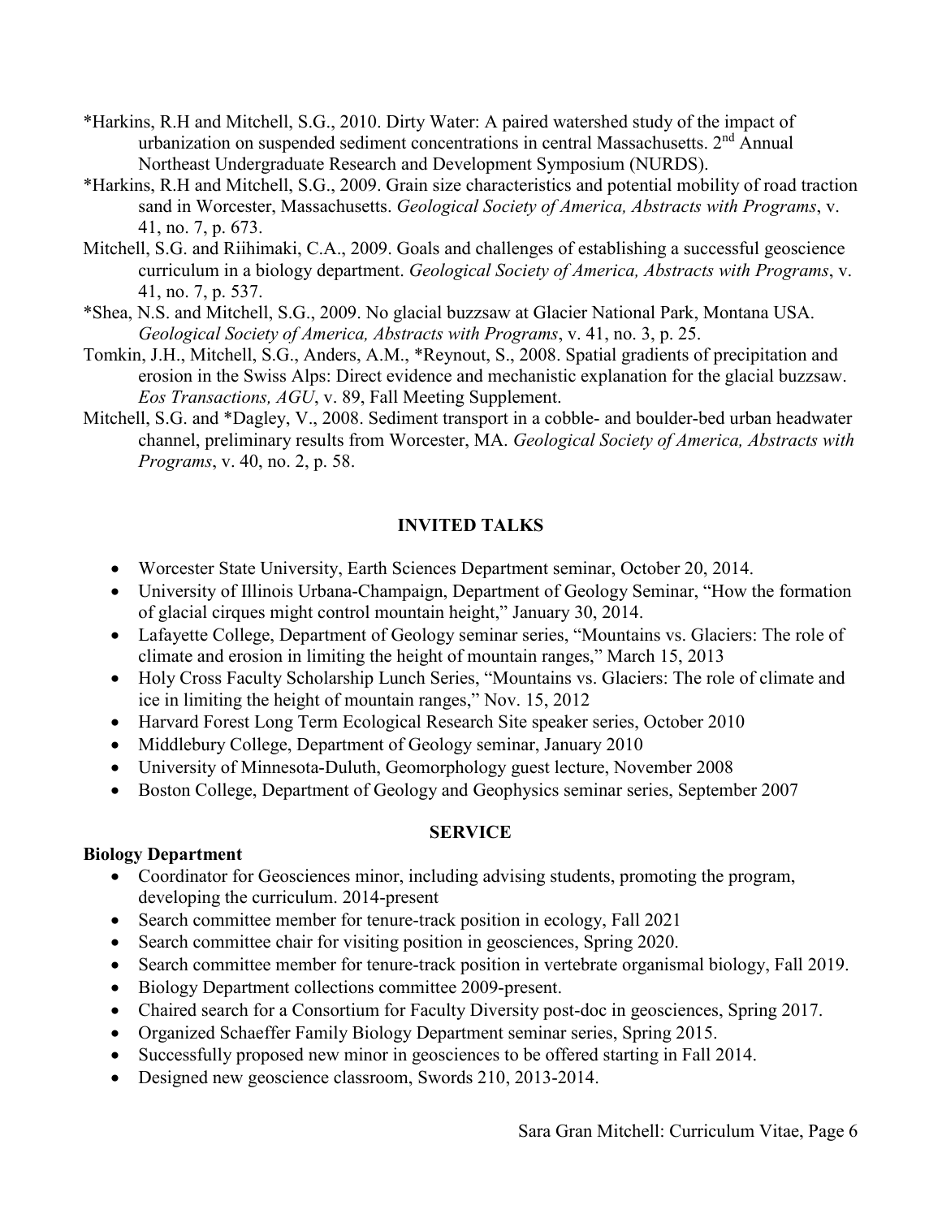*Harkins, R.H and Mitchell, S.G., 2010. Dirty Water: A paired watershed study of the impact of urbanization on suspended sediment concentrations in central Massachusetts. 2nd Annual Northeast Undergraduate Research and Development Symposium (NURDS).

*Harkins, R.H and Mitchell, S.G., 2009. Grain size characteristics and potential mobility of road traction sand in Worcester, Massachusetts. *Geological Society of America, Abstracts with Programs*, v. 41, no. 7, p. 673.

Mitchell, S.G. and Riihimaki, C.A., 2009. Goals and challenges of establishing a successful geoscience curriculum in a biology department. *Geological Society of America, Abstracts with Programs*, v. 41, no. 7, p. 537.

*Shea, N.S. and Mitchell, S.G., 2009. No glacial buzzsaw at Glacier National Park, Montana USA. *Geological Society of America, Abstracts with Programs*, v. 41, no. 3, p. 25.

Tomkin, J.H., Mitchell, S.G., Anders, A.M., *Reynout, S., 2008. Spatial gradients of precipitation and erosion in the Swiss Alps: Direct evidence and mechanistic explanation for the glacial buzzsaw. *Eos Transactions, AGU*, v. 89, Fall Meeting Supplement.

Mitchell, S.G. and *Dagley, V., 2008. Sediment transport in a cobble- and boulder-bed urban headwater channel, preliminary results from Worcester, MA. *Geological Society of America, Abstracts with Programs*, v. 40, no. 2, p. 58.

## INVITED TALKS

- Worcester State University, Earth Sciences Department seminar, October 20, 2014.
- University of Illinois Urbana-Champaign, Department of Geology Seminar, "How the formation of glacial cirques might control mountain height," January 30, 2014.
- Lafayette College, Department of Geology seminar series, "Mountains vs. Glaciers: The role of climate and erosion in limiting the height of mountain ranges," March 15, 2013
- Holy Cross Faculty Scholarship Lunch Series, "Mountains vs. Glaciers: The role of climate and ice in limiting the height of mountain ranges," Nov. 15, 2012
- Harvard Forest Long Term Ecological Research Site speaker series, October 2010
- Middlebury College, Department of Geology seminar, January 2010
- University of Minnesota-Duluth, Geomorphology guest lecture, November 2008
- Boston College, Department of Geology and Geophysics seminar series, September 2007

## SERVICE

**Biology Department**

- Coordinator for Geosciences minor, including advising students, promoting the program, developing the curriculum. 2014-present
- Search committee member for tenure-track position in ecology, Fall 2021
- Search committee chair for visiting position in geosciences, Spring 2020.
- Search committee member for tenure-track position in vertebrate organismal biology, Fall 2019.
- Biology Department collections committee 2009-present.
- Chaired search for a Consortium for Faculty Diversity post-doc in geosciences, Spring 2017.
- Organized Schaeffer Family Biology Department seminar series, Spring 2015.
- Successfully proposed new minor in geosciences to be offered starting in Fall 2014.
- Designed new geoscience classroom, Swords 210, 2013-2014.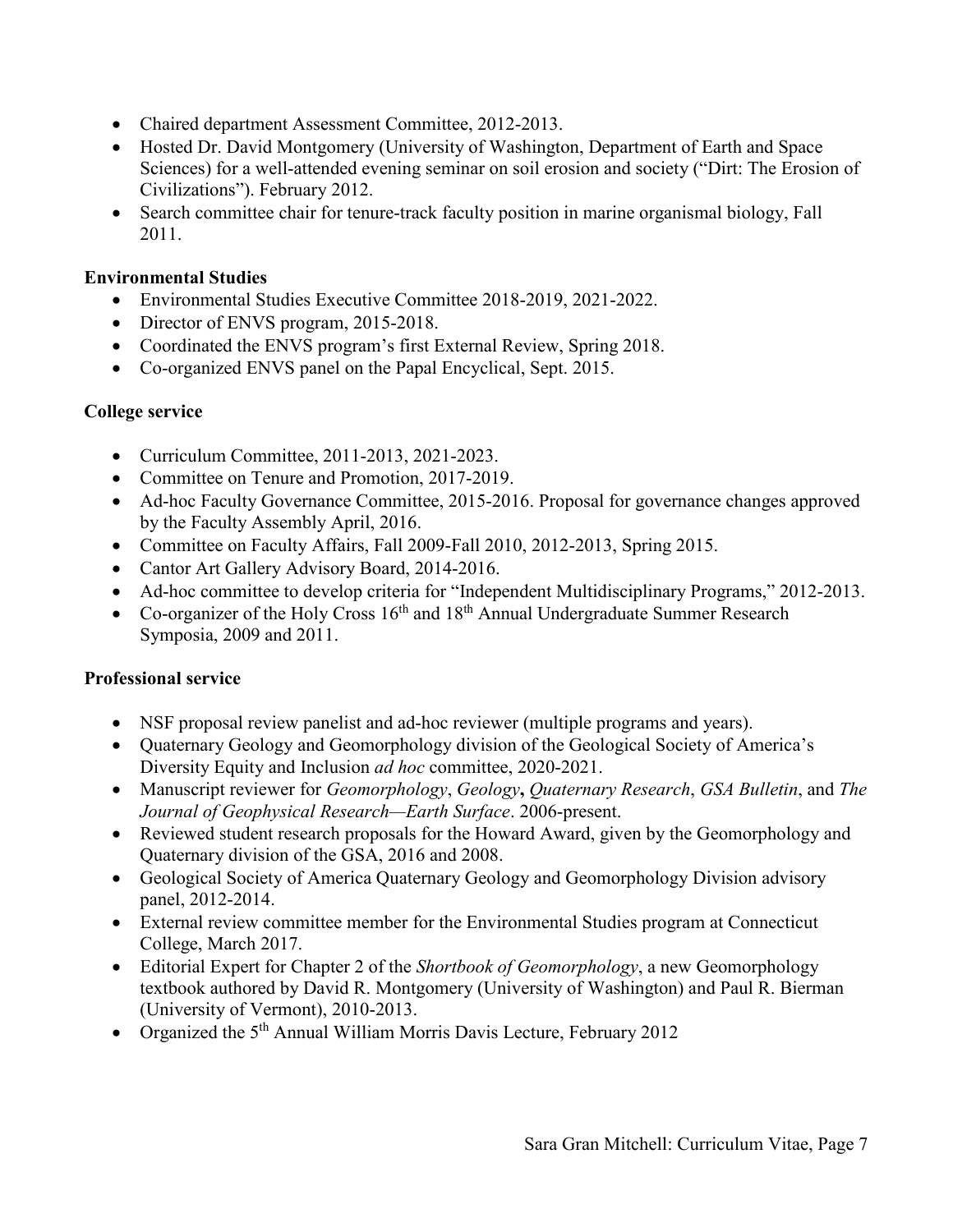- Chaired department Assessment Committee, 2012-2013.
- Hosted Dr. David Montgomery (University of Washington, Department of Earth and Space Sciences) for a well-attended evening seminar on soil erosion and society ("Dirt: The Erosion of Civilizations"). February 2012.
- Search committee chair for tenure-track faculty position in marine organismal biology, Fall 2011.

**Environmental Studies**

- Environmental Studies Executive Committee 2018-2019, 2021-2022.
- Director of ENVS program, 2015-2018.
- Coordinated the ENVS program's first External Review, Spring 2018.
- Co-organized ENVS panel on the Papal Encyclical, Sept. 2015.

**College service**

- Curriculum Committee, 2011-2013, 2021-2023.
- Committee on Tenure and Promotion, 2017-2019.
- Ad-hoc Faculty Governance Committee, 2015-2016. Proposal for governance changes approved by the Faculty Assembly April, 2016.
- Committee on Faculty Affairs, Fall 2009-Fall 2010, 2012-2013, Spring 2015.
- Cantor Art Gallery Advisory Board, 2014-2016.
- Ad-hoc committee to develop criteria for "Independent Multidisciplinary Programs," 2012-2013.
- Co-organizer of the Holy Cross 16th and 18th Annual Undergraduate Summer Research Symposia, 2009 and 2011.

**Professional service**

- NSF proposal review panelist and ad-hoc reviewer (multiple programs and years).
- Quaternary Geology and Geomorphology division of the Geological Society of America's Diversity Equity and Inclusion *ad hoc* committee, 2020-2021.
- Manuscript reviewer for *Geomorphology*, *Geology***,** *Quaternary Research*, *GSA Bulletin*, and *The Journal of Geophysical Research—Earth Surface*. 2006-present.
- Reviewed student research proposals for the Howard Award, given by the Geomorphology and Quaternary division of the GSA, 2016 and 2008.
- Geological Society of America Quaternary Geology and Geomorphology Division advisory panel, 2012-2014.
- External review committee member for the Environmental Studies program at Connecticut College, March 2017.
- Editorial Expert for Chapter 2 of the *Shortbook of Geomorphology*, a new Geomorphology textbook authored by David R. Montgomery (University of Washington) and Paul R. Bierman (University of Vermont), 2010-2013.
- Organized the 5th Annual William Morris Davis Lecture, February 2012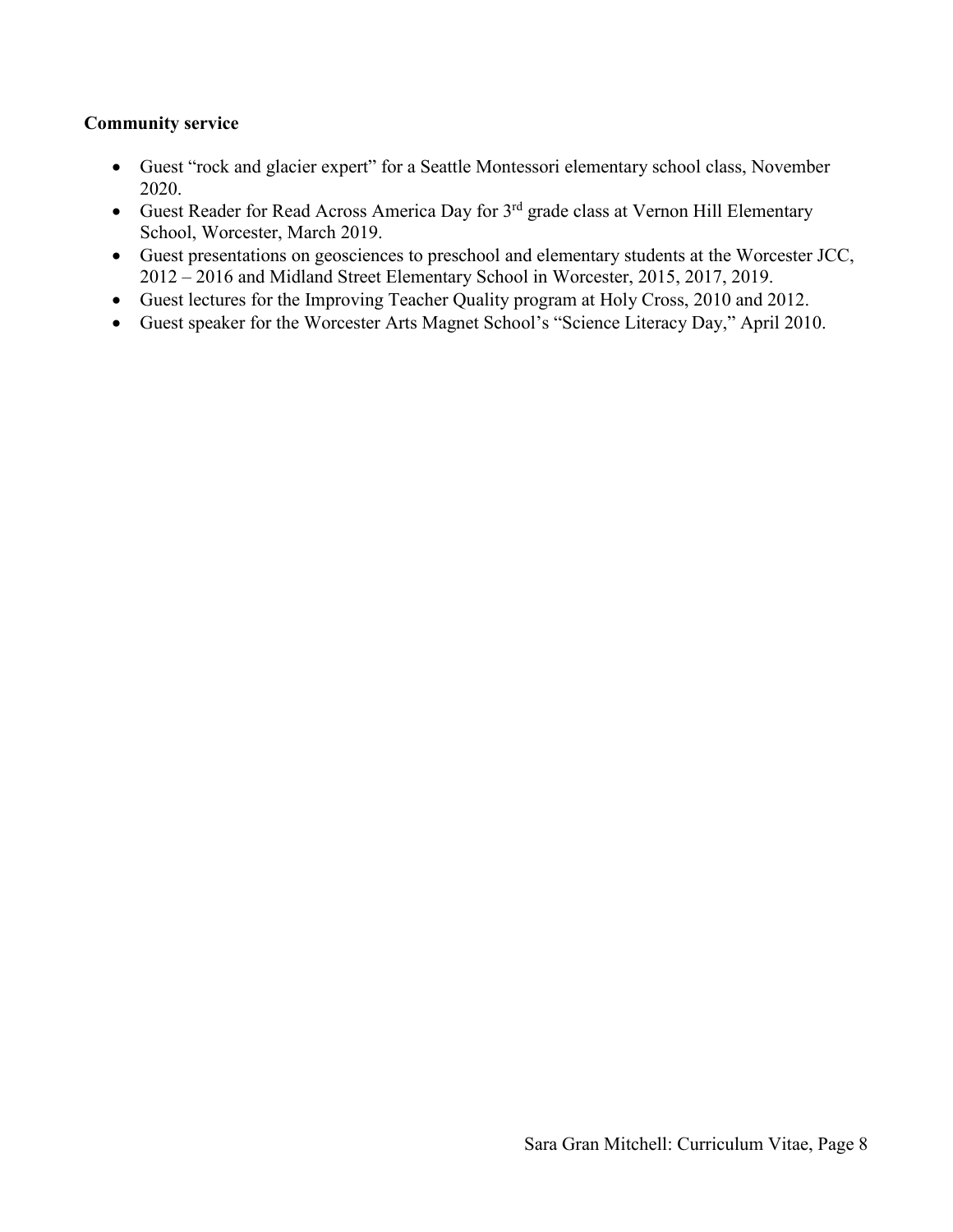**Community service**

- Guest "rock and glacier expert" for a Seattle Montessori elementary school class, November 2020.
- Guest Reader for Read Across America Day for 3rd grade class at Vernon Hill Elementary School, Worcester, March 2019.
- Guest presentations on geosciences to preschool and elementary students at the Worcester JCC, 2012 – 2016 and Midland Street Elementary School in Worcester, 2015, 2017, 2019.
- Guest lectures for the Improving Teacher Quality program at Holy Cross, 2010 and 2012.
- Guest speaker for the Worcester Arts Magnet School's "Science Literacy Day," April 2010.